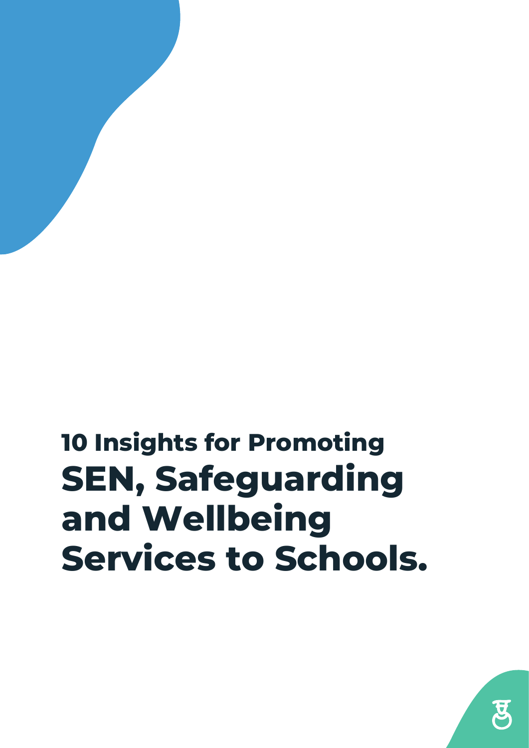**10 Insights for Promoting**

# SEN, Safeguarding and Wellbeing Services to Schools.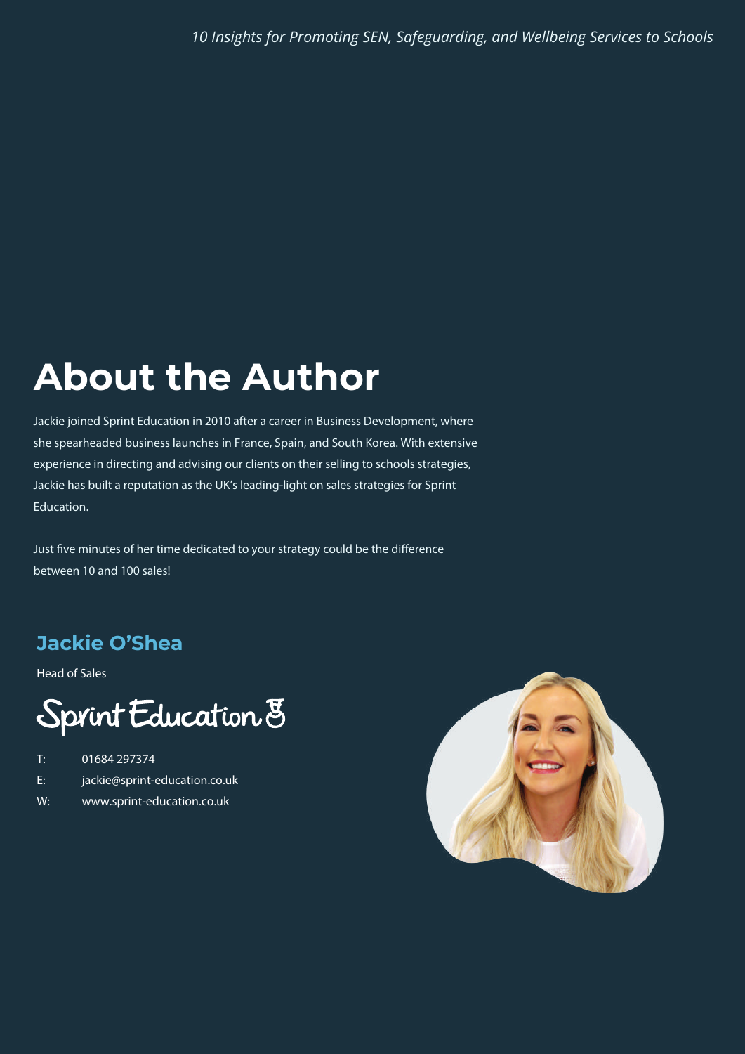# About the Author

Jackie joined Sprint Education in 2010 after a career in Business Development, where she spearheaded business launches in France, Spain, and South Korea. With extensive experience in directing and advising our clients on their selling to schools strategies, Jackie has built a reputation as the UK's leading-light on sales strategies for Sprint Education.

Just five minutes of her time dedicated to your strategy could be the difference between 10 and 100 sales!

## Jackie O'Shea

Head of Sales

Sprint Education

T: 01684 297374

E: jackie@sprint-education.co.uk

W: www.sprint-education.co.uk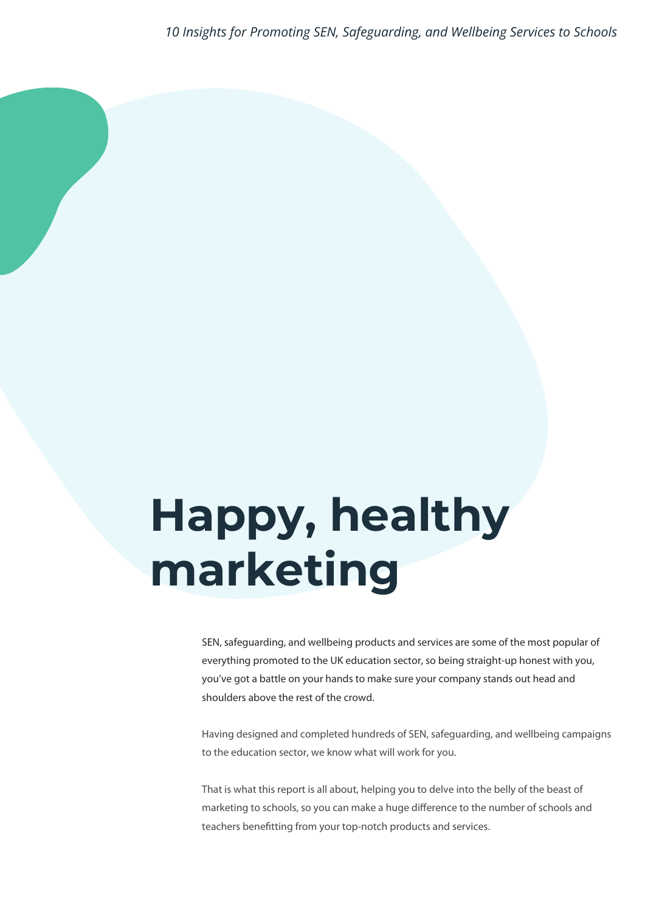# Happy, healthy marketing

SEN, safeguarding, and wellbeing products and services are some of the most popular of everything promoted to the UK education sector, so being straight-up honest with you, you've got a battle on your hands to make sure your company stands out head and shoulders above the rest of the crowd.

Having designed and completed hundreds of SEN, safeguarding, and wellbeing campaigns to the education sector, we know what will work for you.

That is what this report is all about, helping you to delve into the belly of the beast of marketing to schools, so you can make a huge difference to the number of schools and teachers benefitting from your top-notch products and services.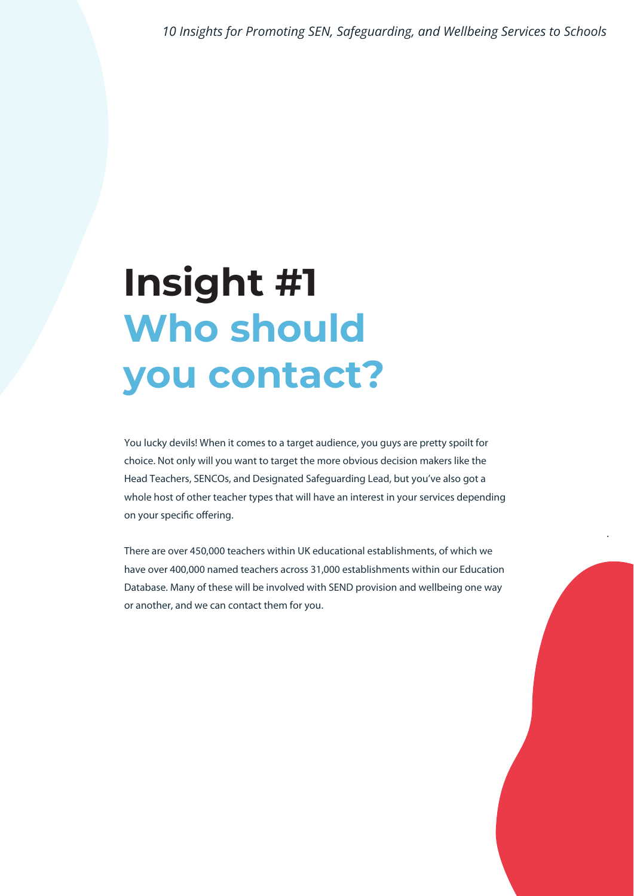# Insight #1 Who should you contact?

You lucky devils! When it comes to a target audience, you guys are pretty spoilt for choice. Not only will you want to target the more obvious decision makers like the Head Teachers, SENCOs, and Designated Safeguarding Lead, but you've also got a whole host of other teacher types that will have an interest in your services depending on your specific offering.

There are over 450,000 teachers within UK educational establishments, of which we have over 400,000 named teachers across 31,000 establishments within our Education Database. Many of these will be involved with SEND provision and wellbeing one way or another, and we can contact them for you.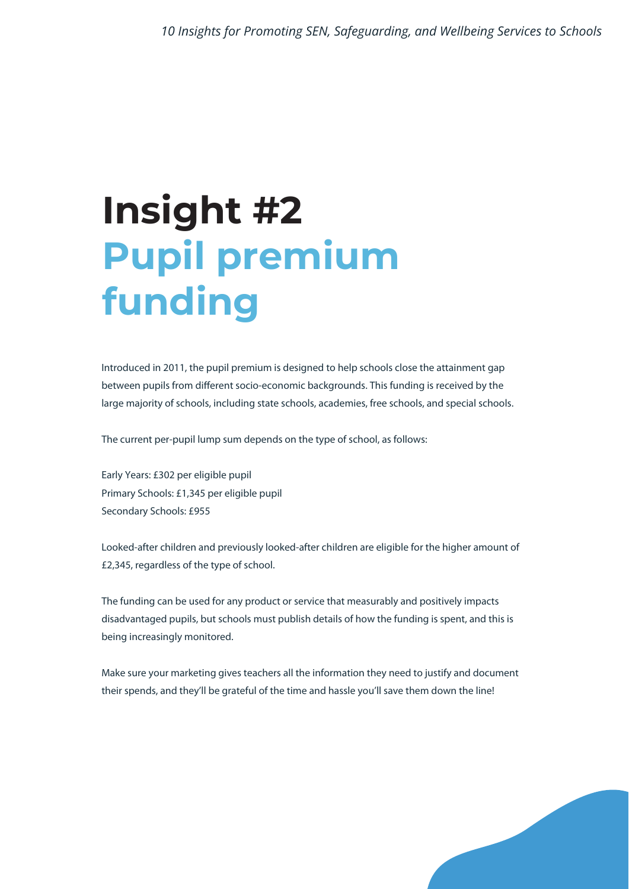# Insight #2
# Pupil premium funding

Introduced in 2011, the pupil premium is designed to help schools close the attainment gap between pupils from different socio-economic backgrounds. This funding is received by the large majority of schools, including state schools, academies, free schools, and special schools.

The current per-pupil lump sum depends on the type of school, as follows:

Early Years: £302 per eligible pupil
Primary Schools: £1,345 per eligible pupil
Secondary Schools: £955

Looked-after children and previously looked-after children are eligible for the higher amount of £2,345, regardless of the type of school.

The funding can be used for any product or service that measurably and positively impacts disadvantaged pupils, but schools must publish details of how the funding is spent, and this is being increasingly monitored.

Make sure your marketing gives teachers all the information they need to justify and document their spends, and they'll be grateful of the time and hassle you'll save them down the line!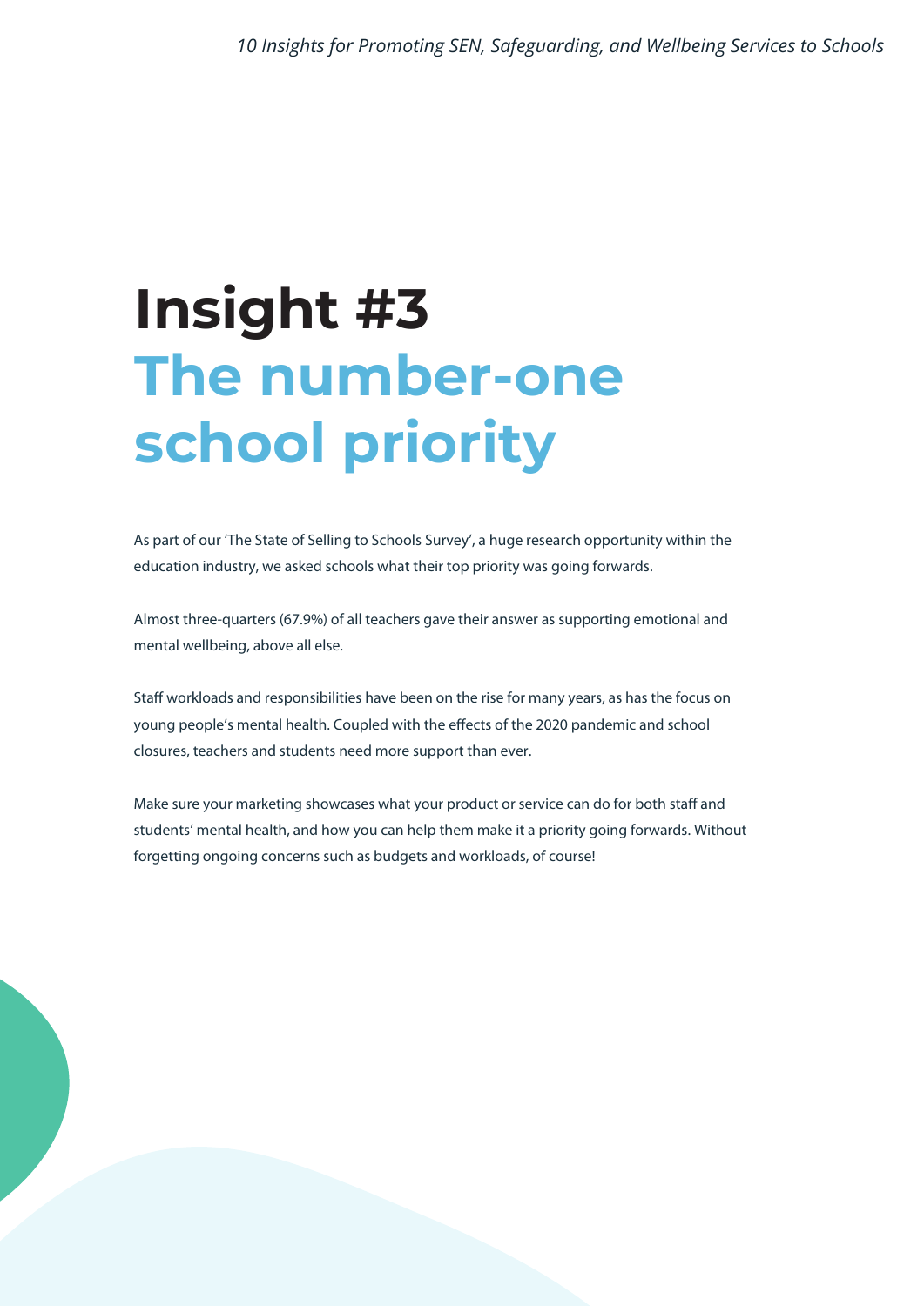# Insight #3
## The number-one school priority

As part of our 'The State of Selling to Schools Survey', a huge research opportunity within the education industry, we asked schools what their top priority was going forwards.

Almost three-quarters (67.9%) of all teachers gave their answer as supporting emotional and mental wellbeing, above all else.

Staff workloads and responsibilities have been on the rise for many years, as has the focus on young people's mental health. Coupled with the effects of the 2020 pandemic and school closures, teachers and students need more support than ever.

Make sure your marketing showcases what your product or service can do for both staff and students' mental health, and how you can help them make it a priority going forwards. Without forgetting ongoing concerns such as budgets and workloads, of course!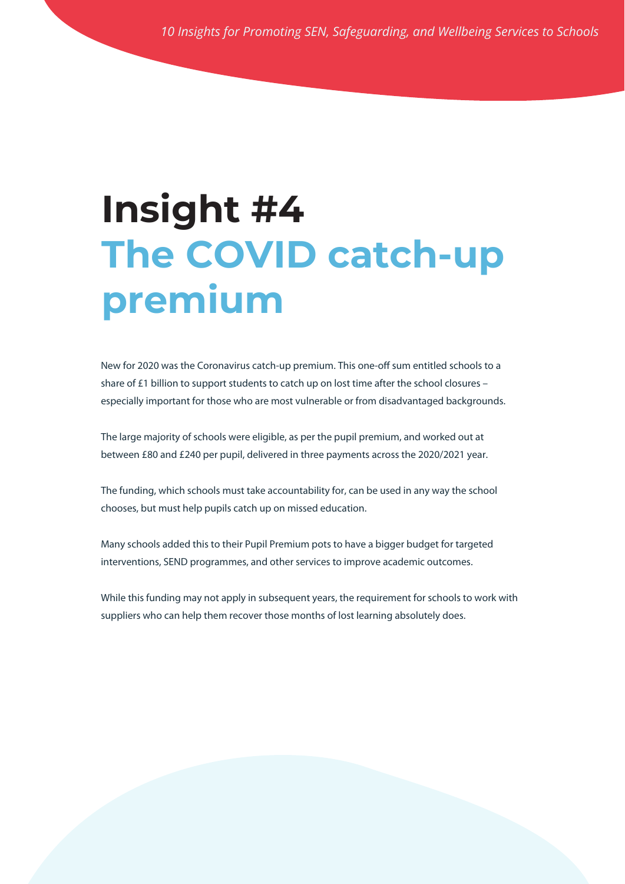# Insight #4
## The COVID catch-up premium

New for 2020 was the Coronavirus catch-up premium. This one-off sum entitled schools to a share of £1 billion to support students to catch up on lost time after the school closures – especially important for those who are most vulnerable or from disadvantaged backgrounds.

The large majority of schools were eligible, as per the pupil premium, and worked out at between £80 and £240 per pupil, delivered in three payments across the 2020/2021 year.

The funding, which schools must take accountability for, can be used in any way the school chooses, but must help pupils catch up on missed education.

Many schools added this to their Pupil Premium pots to have a bigger budget for targeted interventions, SEND programmes, and other services to improve academic outcomes.

While this funding may not apply in subsequent years, the requirement for schools to work with suppliers who can help them recover those months of lost learning absolutely does.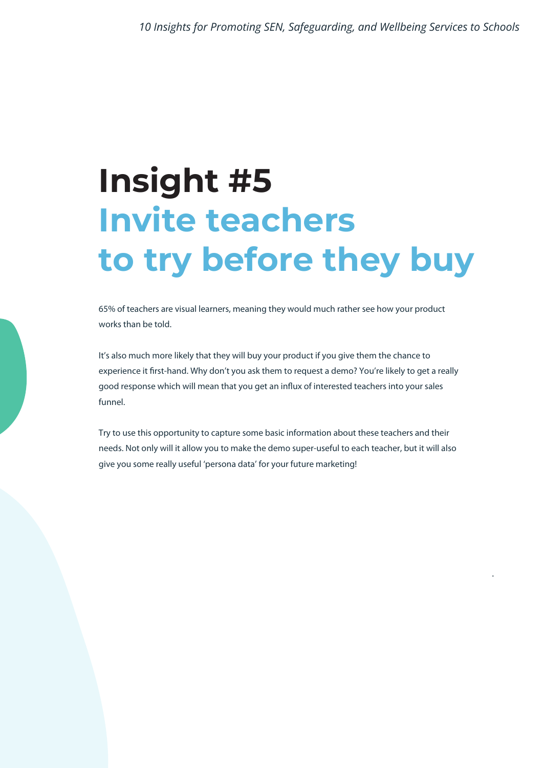# Insight #5
## Invite teachers to try before they buy

65% of teachers are visual learners, meaning they would much rather see how your product works than be told.

It's also much more likely that they will buy your product if you give them the chance to experience it first-hand. Why don't you ask them to request a demo? You're likely to get a really good response which will mean that you get an influx of interested teachers into your sales funnel.

Try to use this opportunity to capture some basic information about these teachers and their needs. Not only will it allow you to make the demo super-useful to each teacher, but it will also give you some really useful 'persona data' for your future marketing!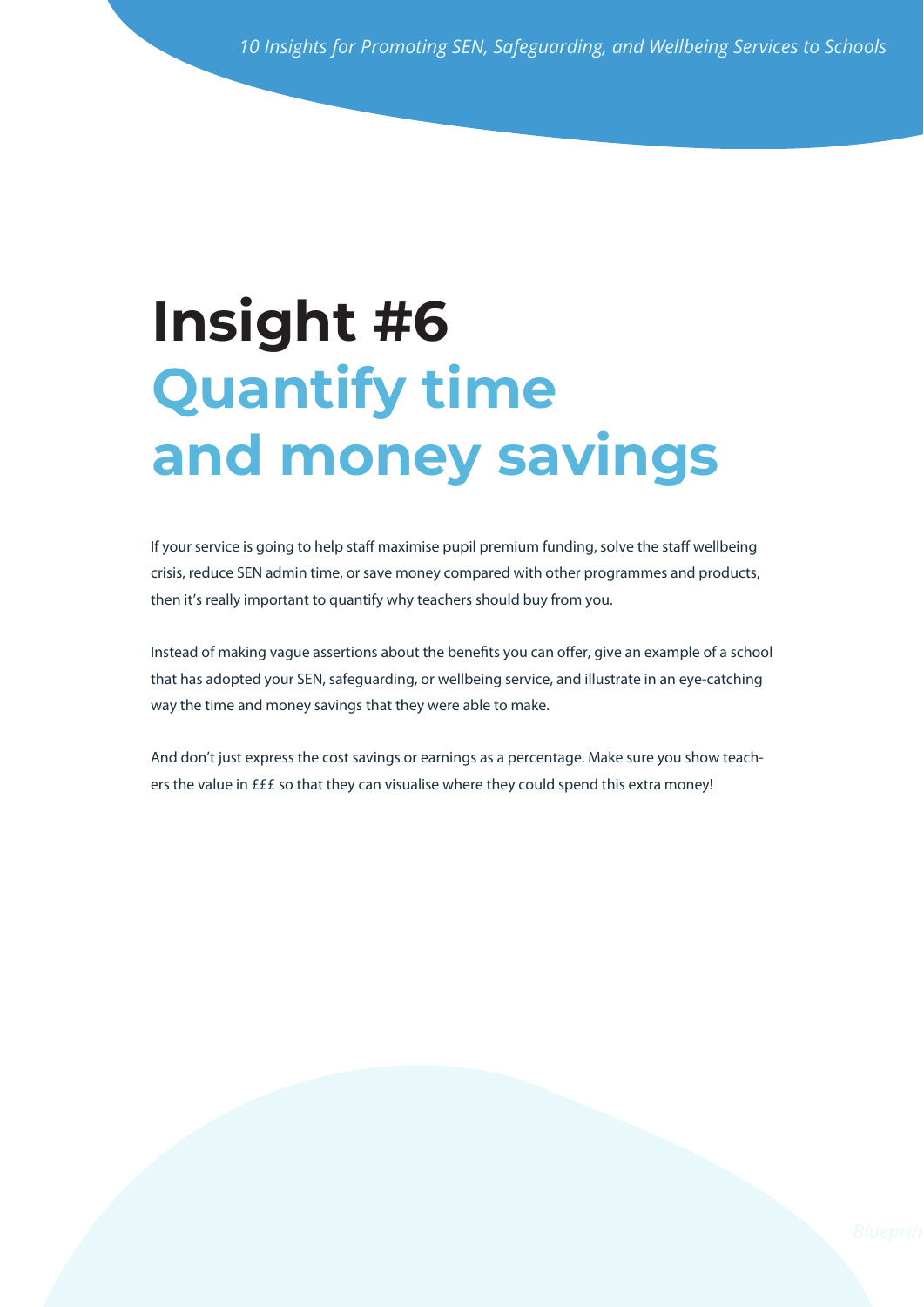# Insight #6
# Quantify time and money savings

If your service is going to help staff maximise pupil premium funding, solve the staff wellbeing crisis, reduce SEN admin time, or save money compared with other programmes and products, then it's really important to quantify why teachers should buy from you.

Instead of making vague assertions about the benefits you can offer, give an example of a school that has adopted your SEN, safeguarding, or wellbeing service, and illustrate in an eye-catching way the time and money savings that they were able to make.

And don't just express the cost savings or earnings as a percentage. Make sure you show teachers the value in £££ so that they can visualise where they could spend this extra money!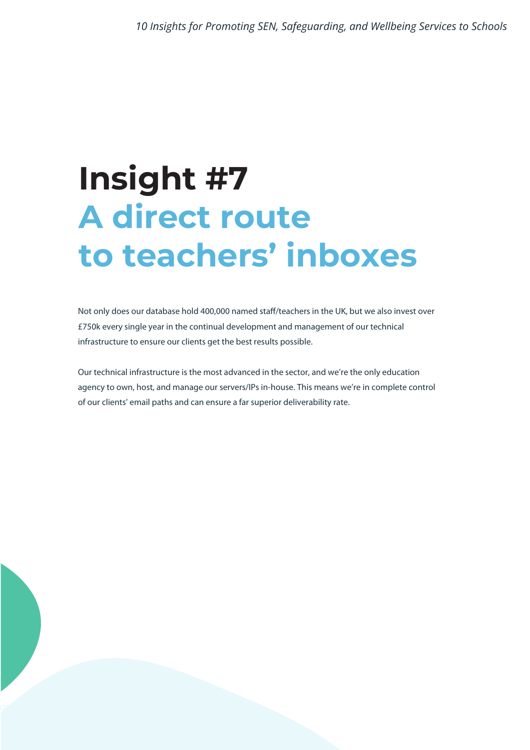# Insight #7
## A direct route to teachers' inboxes

Not only does our database hold 400,000 named staff/teachers in the UK, but we also invest over £750k every single year in the continual development and management of our technical infrastructure to ensure our clients get the best results possible.

Our technical infrastructure is the most advanced in the sector, and we're the only education agency to own, host, and manage our servers/IPs in-house. This means we're in complete control of our clients' email paths and can ensure a far superior deliverability rate.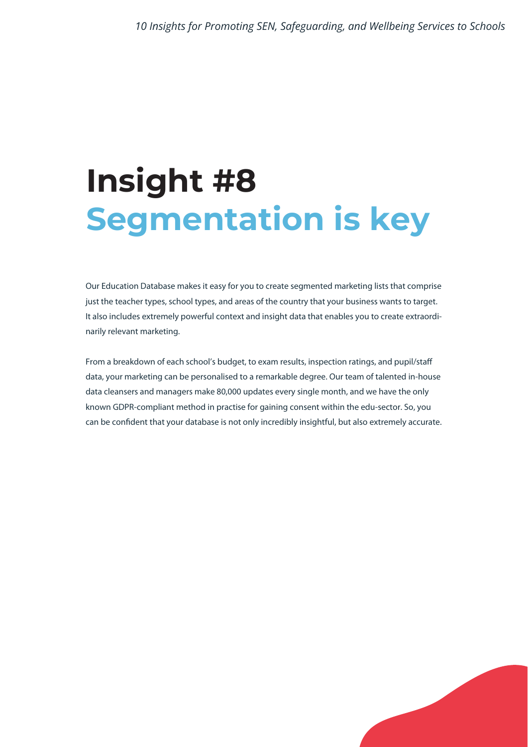# Insight #8
# Segmentation is key

Our Education Database makes it easy for you to create segmented marketing lists that comprise just the teacher types, school types, and areas of the country that your business wants to target. It also includes extremely powerful context and insight data that enables you to create extraordinarily relevant marketing.

From a breakdown of each school's budget, to exam results, inspection ratings, and pupil/staff data, your marketing can be personalised to a remarkable degree. Our team of talented in-house data cleansers and managers make 80,000 updates every single month, and we have the only known GDPR-compliant method in practise for gaining consent within the edu-sector. So, you can be confident that your database is not only incredibly insightful, but also extremely accurate.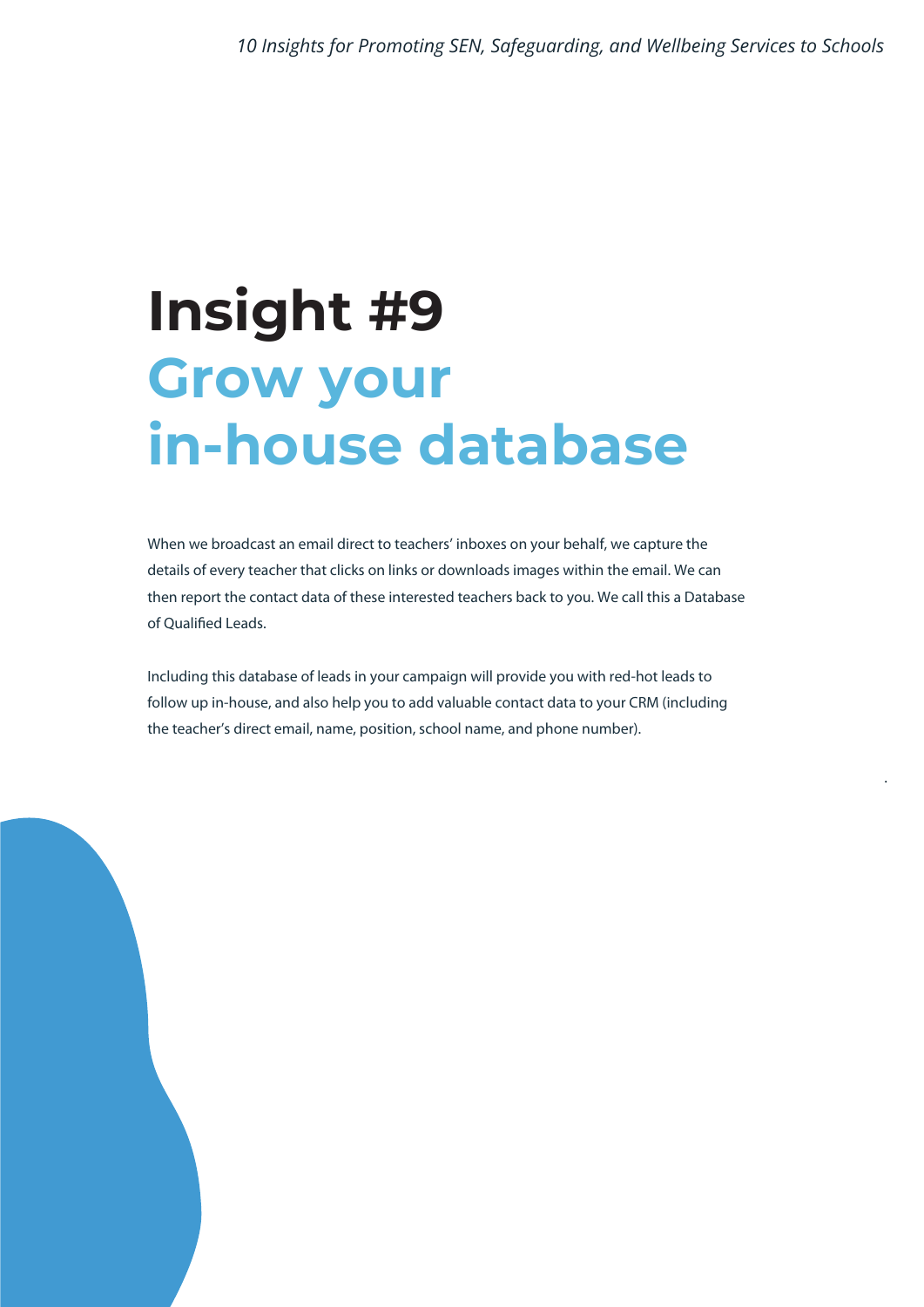# Insight #9

## Grow your in-house database

When we broadcast an email direct to teachers' inboxes on your behalf, we capture the details of every teacher that clicks on links or downloads images within the email. We can then report the contact data of these interested teachers back to you. We call this a Database of Qualified Leads.

Including this database of leads in your campaign will provide you with red-hot leads to follow up in-house, and also help you to add valuable contact data to your CRM (including the teacher's direct email, name, position, school name, and phone number).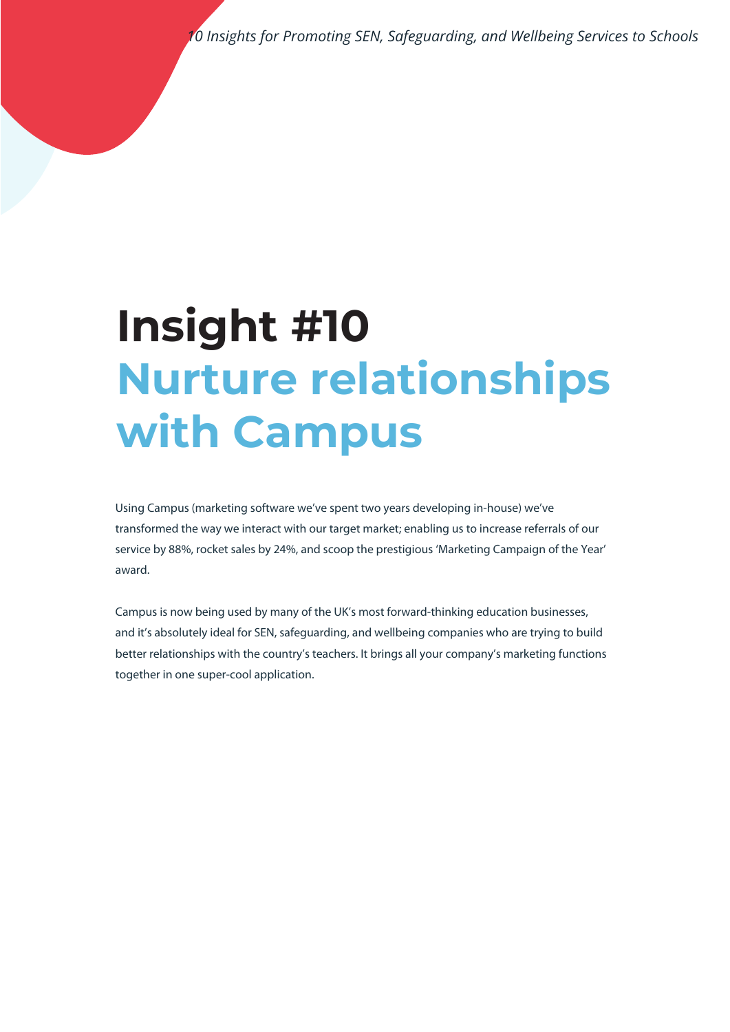# Insight #10
## Nurture relationships with Campus

Using Campus (marketing software we've spent two years developing in-house) we've transformed the way we interact with our target market; enabling us to increase referrals of our service by 88%, rocket sales by 24%, and scoop the prestigious 'Marketing Campaign of the Year' award.

Campus is now being used by many of the UK's most forward-thinking education businesses, and it's absolutely ideal for SEN, safeguarding, and wellbeing companies who are trying to build better relationships with the country's teachers. It brings all your company's marketing functions together in one super-cool application.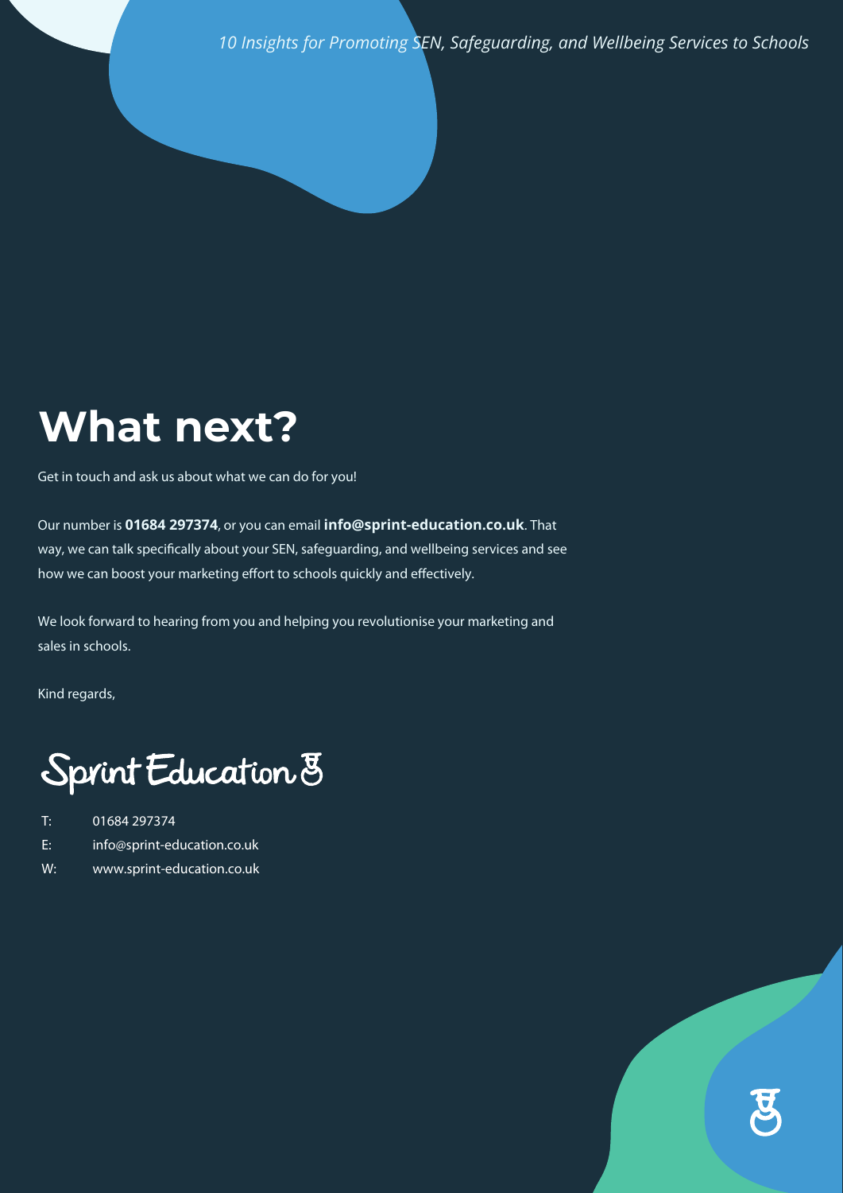# What next?

Get in touch and ask us about what we can do for you!

Our number is **01684 297374**, or you can email **info@sprint-education.co.uk**. That way, we can talk specifically about your SEN, safeguarding, and wellbeing services and see how we can boost your marketing effort to schools quickly and effectively.

We look forward to hearing from you and helping you revolutionise your marketing and sales in schools.

Kind regards,

Sprint Education

T: 01684 297374
E: info@sprint-education.co.uk
W: www.sprint-education.co.uk